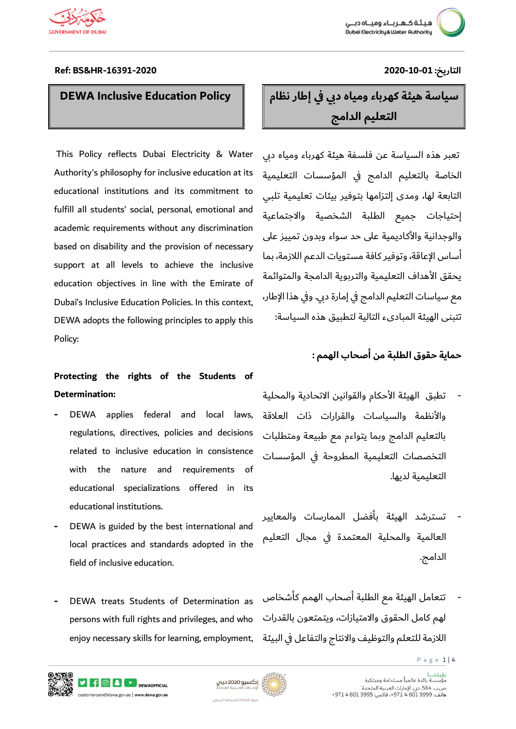Ref: BS&HR-16391-2020

التاريخ: 2020-10-01

# DEWA Inclusive Education Policy

This Policy reflects Dubai Electricity & Water Authority's philosophy for inclusive education at its educational institutions and its commitment to fulfill all students' social, personal, emotional and academic requirements without any discrimination based on disability and the provision of necessary support at all levels to achieve the inclusive education objectives in line with the Emirate of Dubai's Inclusive Education Policies. In this context, DEWA adopts the following principles to apply this Policy:

**Protecting the rights of the Students of Determination:**

- DEWA applies federal and local laws, regulations, directives, policies and decisions related to inclusive education in consistence with the nature and requirements of educational specializations offered in its educational institutions.
- DEWA is guided by the best international and local practices and standards adopted in the field of inclusive education.
- DEWA treats Students of Determination as persons with full rights and privileges, and who enjoy necessary skills for learning, employment,

# سياسة هيئة كهرباء ومياه دبي في إطار نظام التعليم الدامج

تعبر هذه السياسة عن فلسفة هيئة كهرباء ومياه دبي الخاصة بالتعليم الدامج في المؤسسات التعليمية التابعة لها، ومدى إلتزامها بتوفير بيئات تعليمية تلبي إحتياجات جميع الطلبة الشخصية والاجتماعية والوجدانية والأكاديمية على حد سواء وبدون تمييز على أساس الإعاقة، وتوفير كافة مستويات الدعم اللازمة، بما يحقق الأهداف التعليمية والتربوية الدامجة والمتوائمة مع سياسات التعليم الدامج في إمارة دبي. وفي هذا الإطار، تتبنى الهيئة المبادىء التالية لتطبيق هذه السياسة:

**حماية حقوق الطلبة من أصحاب الهمم :**

- تطبق الهيئة الأحكام والقوانين الاتحادية والمحلية والأنظمة والسياسات والقرارات ذات العلاقة بالتعليم الدامج وبما يتواءم مع طبيعة ومتطلبات التخصصات التعليمية المطروحة في المؤسسات التعليمية لديها.
- تسترشد الهيئة بأفضل الممارسات والمعايير العالمية والمحلية المعتمدة في مجال التعليم الدامج.
- تتعامل الهيئة مع الطلبة أصحاب الهمم كأشخاص لهم كامل الحقوق والامتيازات، ويتمتعون بالقدرات اللازمة للتعلم والتوظيف والانتاج والتفاعل في البيئة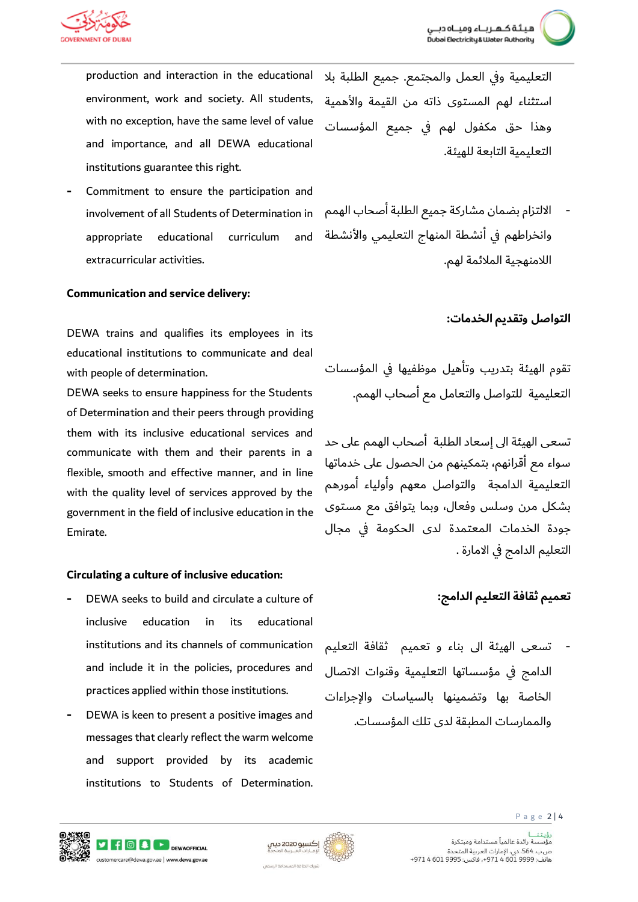production and interaction in the educational environment, work and society. All students, with no exception, have the same level of value and importance, and all DEWA educational institutions guarantee this right.

- Commitment to ensure the participation and involvement of all Students of Determination in appropriate educational curriculum and extracurricular activities.

**Communication and service delivery:**

DEWA trains and qualifies its employees in its educational institutions to communicate and deal with people of determination.

DEWA seeks to ensure happiness for the Students of Determination and their peers through providing them with its inclusive educational services and communicate with them and their parents in a flexible, smooth and effective manner, and in line with the quality level of services approved by the government in the field of inclusive education in the Emirate.

**Circulating a culture of inclusive education:**

- DEWA seeks to build and circulate a culture of inclusive education in its educational institutions and its channels of communication and include it in the policies, procedures and practices applied within those institutions.
- DEWA is keen to present a positive images and messages that clearly reflect the warm welcome and support provided by its academic institutions to Students of Determination.

التعليمية وفي العمل والمجتمع. جميع الطلبة بلا استثناء لهم المستوى ذاته من القيمة والأهمية وهذا حق مكفول لهم في جميع المؤسسات التعليمية التابعة للهيئة.

- الالتزام بضمان مشاركة جميع الطلبة أصحاب الهمم وانخراطهم في أنشطة المنهاج التعليمي والأنشطة اللامنهجية الملائمة لهم.

**التواصل وتقديم الخدمات:**

تقوم الهيئة بتدريب وتأهيل موظفيها في المؤسسات التعليمية للتواصل والتعامل مع أصحاب الهمم.

تسعى الهيئة الى إسعاد الطلبة أصحاب الهمم على حد سواء مع أقرانهم، بتمكينهم من الحصول على خدماتها التعليمية الدامجة والتواصل معهم وأولياء أمورهم بشكل مرن وسلس وفعال، وبما يتوافق مع مستوى جودة الخدمات المعتمدة لدى الحكومة في مجال التعليم الدامج في الامارة .

**تعميم ثقافة التعليم الدامج:**

- تسعى الهيئة الى بناء و تعميم ثقافة التعليم الدامج في مؤسساتها التعليمية وقنوات الاتصال الخاصة بها وتضمينها بالسياسات والإجراءات والممارسات المطبقة لدى تلك المؤسسات.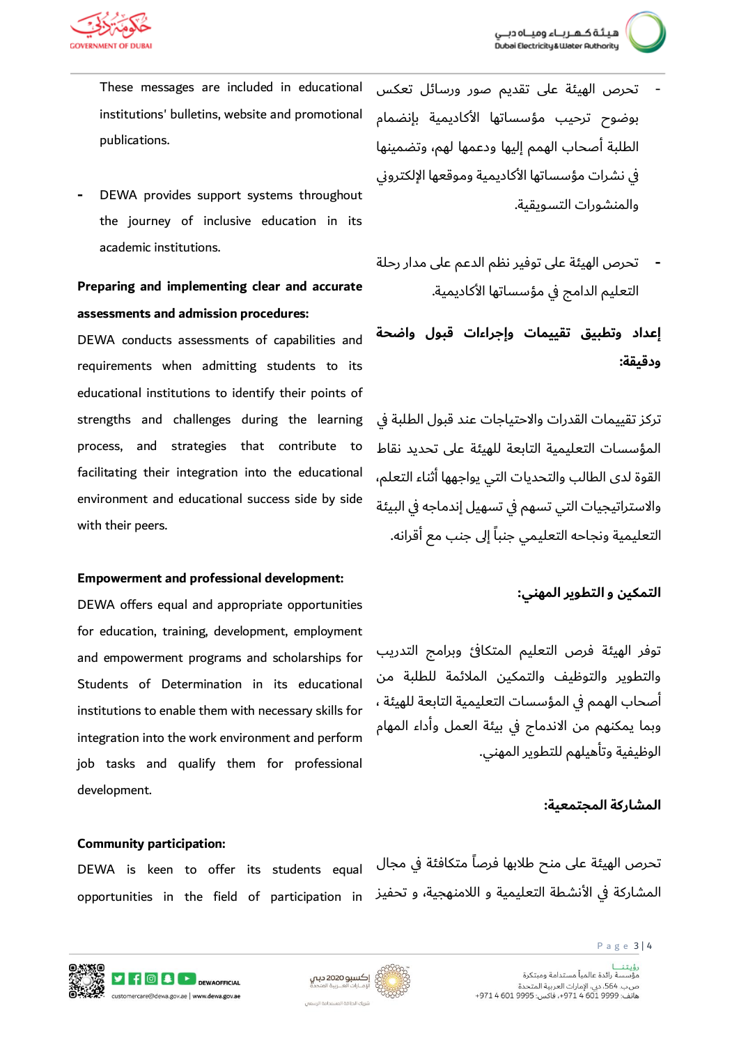These messages are included in educational institutions' bulletins, website and promotional publications.

- DEWA provides support systems throughout the journey of inclusive education in its academic institutions.

**Preparing and implementing clear and accurate assessments and admission procedures:**

DEWA conducts assessments of capabilities and requirements when admitting students to its educational institutions to identify their points of strengths and challenges during the learning process, and strategies that contribute to facilitating their integration into the educational environment and educational success side by side with their peers.

**Empowerment and professional development:**

DEWA offers equal and appropriate opportunities for education, training, development, employment and empowerment programs and scholarships for Students of Determination in its educational institutions to enable them with necessary skills for integration into the work environment and perform job tasks and qualify them for professional development.

**Community participation:**

DEWA is keen to offer its students equal opportunities in the field of participation in

- تحرص الهيئة على تقديم صور ورسائل تعكس بوضوح ترحيب مؤسساتها الأكاديمية بإنضمام الطلبة أصحاب الهمم إليها ودعمها لهم، وتضمينها في نشرات مؤسساتها الأكاديمية وموقعها الإلكتروني والمنشورات التسويقية.

- تحرص الهيئة على توفير نظم الدعم على مدار رحلة التعليم الدامج في مؤسساتها الأكاديمية.

**إعداد وتطبيق تقييمات وإجراءات قبول واضحة ودقيقة:**

تركز تقييمات القدرات والاحتياجات عند قبول الطلبة في المؤسسات التعليمية التابعة للهيئة على تحديد نقاط القوة لدى الطالب والتحديات التي يواجهها أثناء التعلم، والاستراتيجيات التي تسهم في تسهيل إندماجه في البيئة التعليمية ونجاحه التعليمي جنباً إلى جنب مع أقرانه.

**التمكين و التطوير المهني:**

توفر الهيئة فرص التعليم المتكافئ وبرامج التدريب والتطوير والتوظيف والتمكين الملائمة للطلبة من أصحاب الهمم في المؤسسات التعليمية التابعة للهيئة ، وبما يمكنهم من الاندماج في بيئة العمل وأداء المهام الوظيفية وتأهيلهم للتطوير المهني.

**المشاركة المجتمعية:**

تحرص الهيئة على منح طلابها فرصاً متكافئة في مجال المشاركة في الأنشطة التعليمية و اللامنهجية، و تحفيز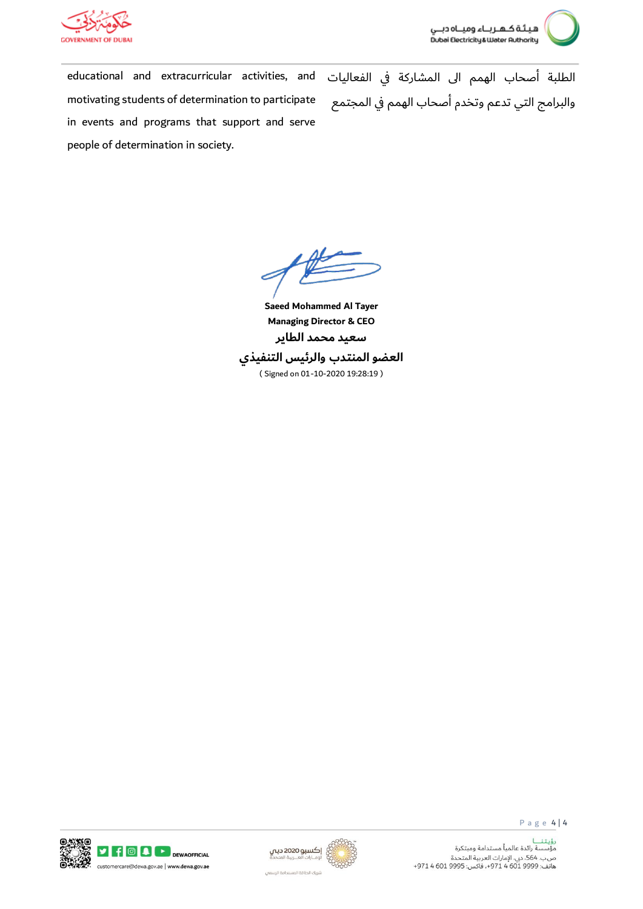الطلبة أصحاب الهمم الى المشاركة في الفعاليات والبرامج التي تدعم وتخدم أصحاب الهمم في المجتمع

educational and extracurricular activities, and motivating students of determination to participate in events and programs that support and serve people of determination in society.

**Saeed Mohammed Al Tayer**
**Managing Director & CEO**
**سعيد محمد الطاير**
**العضو المنتدب والرئيس التنفيذي**
( Signed on 01-10-2020 19:28:19 )